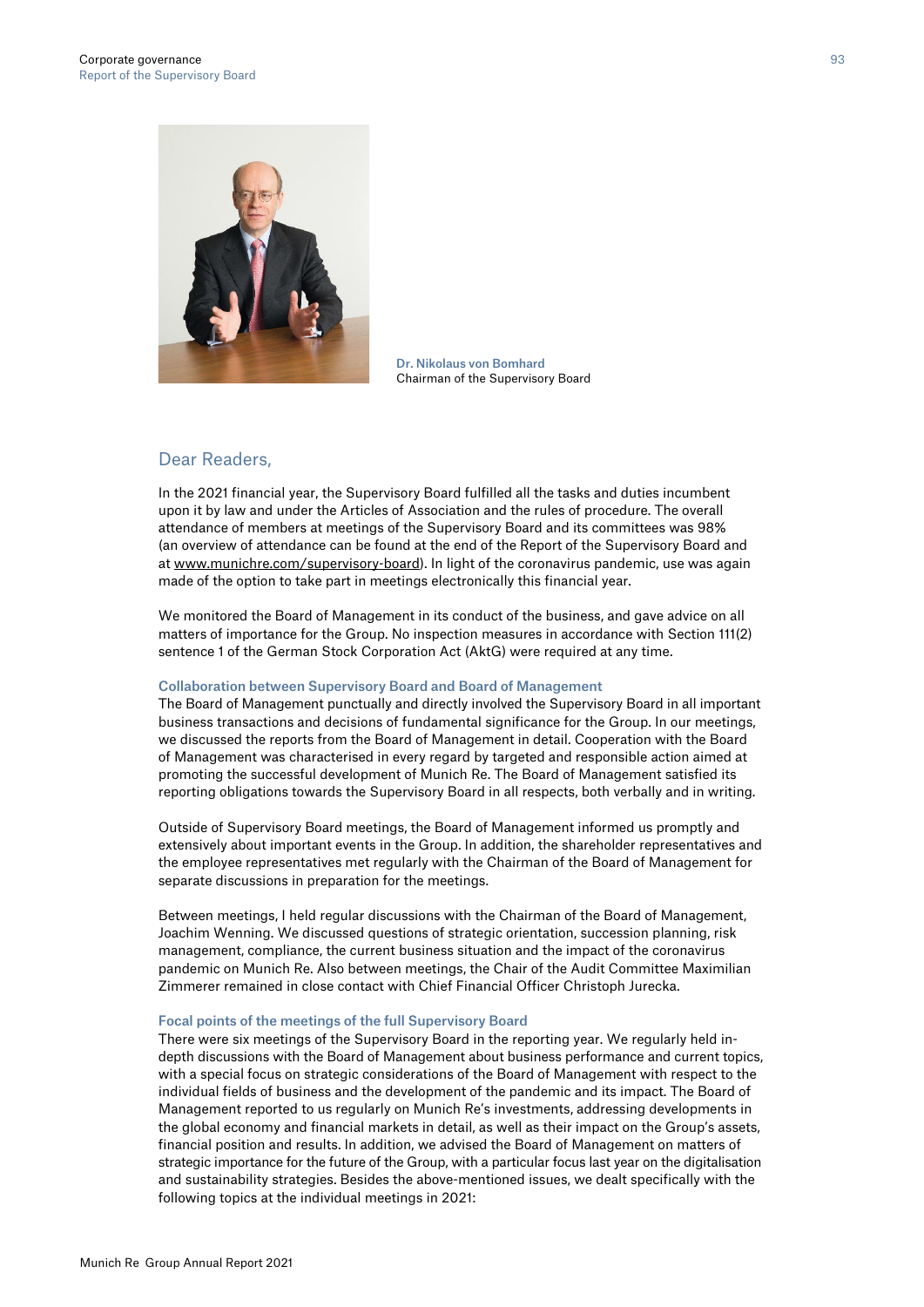**Dr. Nikolaus von Bomhard**
Chairman of the Supervisory Board

## Dear Readers,

In the 2021 financial year, the Supervisory Board fulfilled all the tasks and duties incumbent upon it by law and under the Articles of Association and the rules of procedure. The overall attendance of members at meetings of the Supervisory Board and its committees was 98% (an overview of attendance can be found at the end of the Report of the Supervisory Board and at www.munichre.com/supervisory-board). In light of the coronavirus pandemic, use was again made of the option to take part in meetings electronically this financial year.

We monitored the Board of Management in its conduct of the business, and gave advice on all matters of importance for the Group. No inspection measures in accordance with Section 111(2) sentence 1 of the German Stock Corporation Act (AktG) were required at any time.

### Collaboration between Supervisory Board and Board of Management

The Board of Management punctually and directly involved the Supervisory Board in all important business transactions and decisions of fundamental significance for the Group. In our meetings, we discussed the reports from the Board of Management in detail. Cooperation with the Board of Management was characterised in every regard by targeted and responsible action aimed at promoting the successful development of Munich Re. The Board of Management satisfied its reporting obligations towards the Supervisory Board in all respects, both verbally and in writing.

Outside of Supervisory Board meetings, the Board of Management informed us promptly and extensively about important events in the Group. In addition, the shareholder representatives and the employee representatives met regularly with the Chairman of the Board of Management for separate discussions in preparation for the meetings.

Between meetings, I held regular discussions with the Chairman of the Board of Management, Joachim Wenning. We discussed questions of strategic orientation, succession planning, risk management, compliance, the current business situation and the impact of the coronavirus pandemic on Munich Re. Also between meetings, the Chair of the Audit Committee Maximilian Zimmerer remained in close contact with Chief Financial Officer Christoph Jurecka.

### Focal points of the meetings of the full Supervisory Board

There were six meetings of the Supervisory Board in the reporting year. We regularly held in-depth discussions with the Board of Management about business performance and current topics, with a special focus on strategic considerations of the Board of Management with respect to the individual fields of business and the development of the pandemic and its impact. The Board of Management reported to us regularly on Munich Re's investments, addressing developments in the global economy and financial markets in detail, as well as their impact on the Group's assets, financial position and results. In addition, we advised the Board of Management on matters of strategic importance for the future of the Group, with a particular focus last year on the digitalisation and sustainability strategies. Besides the above-mentioned issues, we dealt specifically with the following topics at the individual meetings in 2021: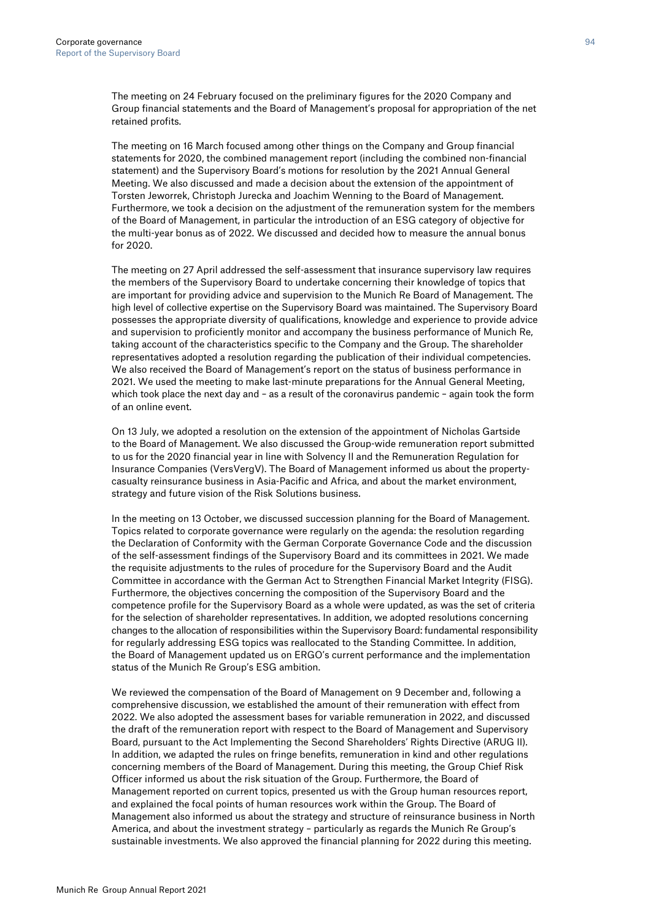The meeting on 24 February focused on the preliminary figures for the 2020 Company and Group financial statements and the Board of Management's proposal for appropriation of the net retained profits.

The meeting on 16 March focused among other things on the Company and Group financial statements for 2020, the combined management report (including the combined non-financial statement) and the Supervisory Board's motions for resolution by the 2021 Annual General Meeting. We also discussed and made a decision about the extension of the appointment of Torsten Jeworrek, Christoph Jurecka and Joachim Wenning to the Board of Management. Furthermore, we took a decision on the adjustment of the remuneration system for the members of the Board of Management, in particular the introduction of an ESG category of objective for the multi-year bonus as of 2022. We discussed and decided how to measure the annual bonus for 2020.

The meeting on 27 April addressed the self-assessment that insurance supervisory law requires the members of the Supervisory Board to undertake concerning their knowledge of topics that are important for providing advice and supervision to the Munich Re Board of Management. The high level of collective expertise on the Supervisory Board was maintained. The Supervisory Board possesses the appropriate diversity of qualifications, knowledge and experience to provide advice and supervision to proficiently monitor and accompany the business performance of Munich Re, taking account of the characteristics specific to the Company and the Group. The shareholder representatives adopted a resolution regarding the publication of their individual competencies. We also received the Board of Management's report on the status of business performance in 2021. We used the meeting to make last-minute preparations for the Annual General Meeting, which took place the next day and – as a result of the coronavirus pandemic – again took the form of an online event.

On 13 July, we adopted a resolution on the extension of the appointment of Nicholas Gartside to the Board of Management. We also discussed the Group-wide remuneration report submitted to us for the 2020 financial year in line with Solvency II and the Remuneration Regulation for Insurance Companies (VersVergV). The Board of Management informed us about the property-casualty reinsurance business in Asia-Pacific and Africa, and about the market environment, strategy and future vision of the Risk Solutions business.

In the meeting on 13 October, we discussed succession planning for the Board of Management. Topics related to corporate governance were regularly on the agenda: the resolution regarding the Declaration of Conformity with the German Corporate Governance Code and the discussion of the self-assessment findings of the Supervisory Board and its committees in 2021. We made the requisite adjustments to the rules of procedure for the Supervisory Board and the Audit Committee in accordance with the German Act to Strengthen Financial Market Integrity (FISG). Furthermore, the objectives concerning the composition of the Supervisory Board and the competence profile for the Supervisory Board as a whole were updated, as was the set of criteria for the selection of shareholder representatives. In addition, we adopted resolutions concerning changes to the allocation of responsibilities within the Supervisory Board: fundamental responsibility for regularly addressing ESG topics was reallocated to the Standing Committee. In addition, the Board of Management updated us on ERGO's current performance and the implementation status of the Munich Re Group's ESG ambition.

We reviewed the compensation of the Board of Management on 9 December and, following a comprehensive discussion, we established the amount of their remuneration with effect from 2022. We also adopted the assessment bases for variable remuneration in 2022, and discussed the draft of the remuneration report with respect to the Board of Management and Supervisory Board, pursuant to the Act Implementing the Second Shareholders' Rights Directive (ARUG II). In addition, we adapted the rules on fringe benefits, remuneration in kind and other regulations concerning members of the Board of Management. During this meeting, the Group Chief Risk Officer informed us about the risk situation of the Group. Furthermore, the Board of Management reported on current topics, presented us with the Group human resources report, and explained the focal points of human resources work within the Group. The Board of Management also informed us about the strategy and structure of reinsurance business in North America, and about the investment strategy – particularly as regards the Munich Re Group's sustainable investments. We also approved the financial planning for 2022 during this meeting.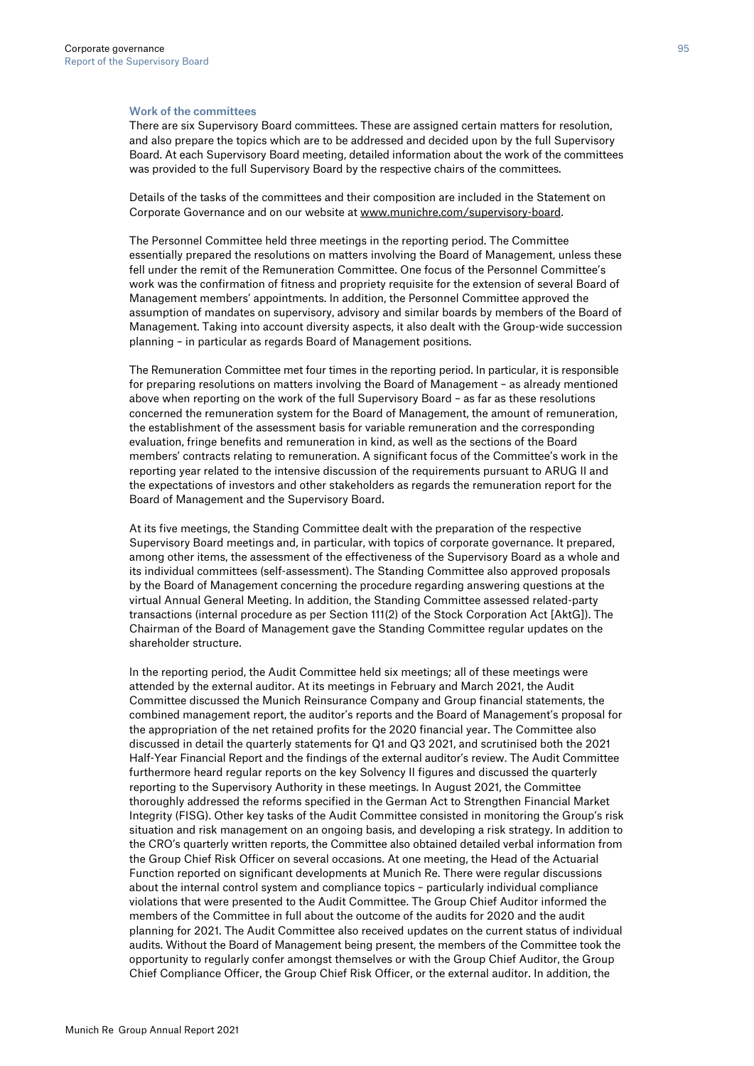### Work of the committees

There are six Supervisory Board committees. These are assigned certain matters for resolution, and also prepare the topics which are to be addressed and decided upon by the full Supervisory Board. At each Supervisory Board meeting, detailed information about the work of the committees was provided to the full Supervisory Board by the respective chairs of the committees.

Details of the tasks of the committees and their composition are included in the Statement on Corporate Governance and on our website at www.munichre.com/supervisory-board.

The Personnel Committee held three meetings in the reporting period. The Committee essentially prepared the resolutions on matters involving the Board of Management, unless these fell under the remit of the Remuneration Committee. One focus of the Personnel Committee's work was the confirmation of fitness and propriety requisite for the extension of several Board of Management members' appointments. In addition, the Personnel Committee approved the assumption of mandates on supervisory, advisory and similar boards by members of the Board of Management. Taking into account diversity aspects, it also dealt with the Group-wide succession planning – in particular as regards Board of Management positions.

The Remuneration Committee met four times in the reporting period. In particular, it is responsible for preparing resolutions on matters involving the Board of Management – as already mentioned above when reporting on the work of the full Supervisory Board – as far as these resolutions concerned the remuneration system for the Board of Management, the amount of remuneration, the establishment of the assessment basis for variable remuneration and the corresponding evaluation, fringe benefits and remuneration in kind, as well as the sections of the Board members' contracts relating to remuneration. A significant focus of the Committee's work in the reporting year related to the intensive discussion of the requirements pursuant to ARUG II and the expectations of investors and other stakeholders as regards the remuneration report for the Board of Management and the Supervisory Board.

At its five meetings, the Standing Committee dealt with the preparation of the respective Supervisory Board meetings and, in particular, with topics of corporate governance. It prepared, among other items, the assessment of the effectiveness of the Supervisory Board as a whole and its individual committees (self-assessment). The Standing Committee also approved proposals by the Board of Management concerning the procedure regarding answering questions at the virtual Annual General Meeting. In addition, the Standing Committee assessed related-party transactions (internal procedure as per Section 111(2) of the Stock Corporation Act [AktG]). The Chairman of the Board of Management gave the Standing Committee regular updates on the shareholder structure.

In the reporting period, the Audit Committee held six meetings; all of these meetings were attended by the external auditor. At its meetings in February and March 2021, the Audit Committee discussed the Munich Reinsurance Company and Group financial statements, the combined management report, the auditor's reports and the Board of Management's proposal for the appropriation of the net retained profits for the 2020 financial year. The Committee also discussed in detail the quarterly statements for Q1 and Q3 2021, and scrutinised both the 2021 Half-Year Financial Report and the findings of the external auditor's review. The Audit Committee furthermore heard regular reports on the key Solvency II figures and discussed the quarterly reporting to the Supervisory Authority in these meetings. In August 2021, the Committee thoroughly addressed the reforms specified in the German Act to Strengthen Financial Market Integrity (FISG). Other key tasks of the Audit Committee consisted in monitoring the Group's risk situation and risk management on an ongoing basis, and developing a risk strategy. In addition to the CRO's quarterly written reports, the Committee also obtained detailed verbal information from the Group Chief Risk Officer on several occasions. At one meeting, the Head of the Actuarial Function reported on significant developments at Munich Re. There were regular discussions about the internal control system and compliance topics – particularly individual compliance violations that were presented to the Audit Committee. The Group Chief Auditor informed the members of the Committee in full about the outcome of the audits for 2020 and the audit planning for 2021. The Audit Committee also received updates on the current status of individual audits. Without the Board of Management being present, the members of the Committee took the opportunity to regularly confer amongst themselves or with the Group Chief Auditor, the Group Chief Compliance Officer, the Group Chief Risk Officer, or the external auditor. In addition, the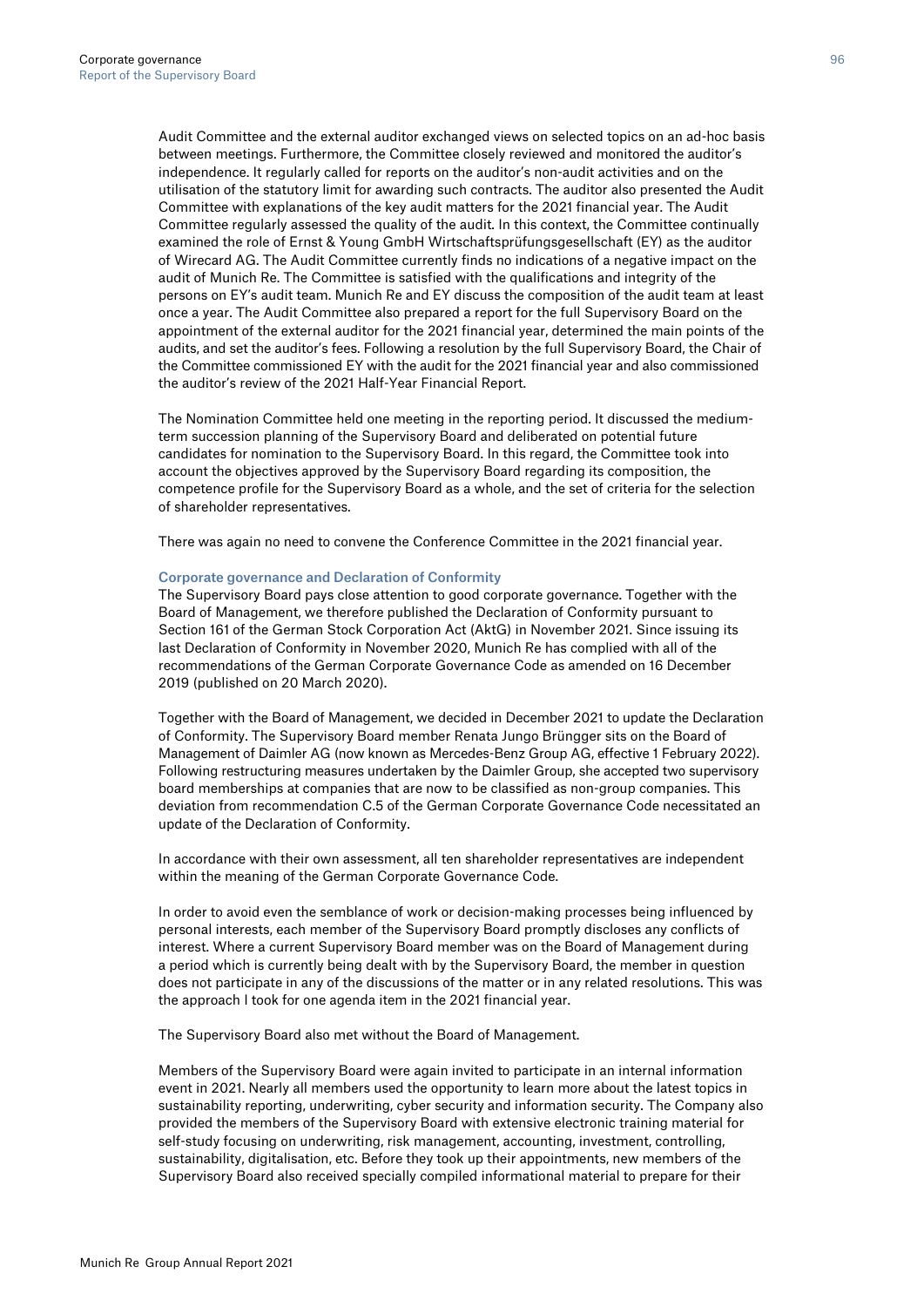Audit Committee and the external auditor exchanged views on selected topics on an ad-hoc basis between meetings. Furthermore, the Committee closely reviewed and monitored the auditor's independence. It regularly called for reports on the auditor's non-audit activities and on the utilisation of the statutory limit for awarding such contracts. The auditor also presented the Audit Committee with explanations of the key audit matters for the 2021 financial year. The Audit Committee regularly assessed the quality of the audit. In this context, the Committee continually examined the role of Ernst & Young GmbH Wirtschaftsprüfungsgesellschaft (EY) as the auditor of Wirecard AG. The Audit Committee currently finds no indications of a negative impact on the audit of Munich Re. The Committee is satisfied with the qualifications and integrity of the persons on EY's audit team. Munich Re and EY discuss the composition of the audit team at least once a year. The Audit Committee also prepared a report for the full Supervisory Board on the appointment of the external auditor for the 2021 financial year, determined the main points of the audits, and set the auditor's fees. Following a resolution by the full Supervisory Board, the Chair of the Committee commissioned EY with the audit for the 2021 financial year and also commissioned the auditor's review of the 2021 Half-Year Financial Report.

The Nomination Committee held one meeting in the reporting period. It discussed the medium-term succession planning of the Supervisory Board and deliberated on potential future candidates for nomination to the Supervisory Board. In this regard, the Committee took into account the objectives approved by the Supervisory Board regarding its composition, the competence profile for the Supervisory Board as a whole, and the set of criteria for the selection of shareholder representatives.

There was again no need to convene the Conference Committee in the 2021 financial year.

### Corporate governance and Declaration of Conformity

The Supervisory Board pays close attention to good corporate governance. Together with the Board of Management, we therefore published the Declaration of Conformity pursuant to Section 161 of the German Stock Corporation Act (AktG) in November 2021. Since issuing its last Declaration of Conformity in November 2020, Munich Re has complied with all of the recommendations of the German Corporate Governance Code as amended on 16 December 2019 (published on 20 March 2020).

Together with the Board of Management, we decided in December 2021 to update the Declaration of Conformity. The Supervisory Board member Renata Jungo Brüngger sits on the Board of Management of Daimler AG (now known as Mercedes-Benz Group AG, effective 1 February 2022). Following restructuring measures undertaken by the Daimler Group, she accepted two supervisory board memberships at companies that are now to be classified as non-group companies. This deviation from recommendation C.5 of the German Corporate Governance Code necessitated an update of the Declaration of Conformity.

In accordance with their own assessment, all ten shareholder representatives are independent within the meaning of the German Corporate Governance Code.

In order to avoid even the semblance of work or decision-making processes being influenced by personal interests, each member of the Supervisory Board promptly discloses any conflicts of interest. Where a current Supervisory Board member was on the Board of Management during a period which is currently being dealt with by the Supervisory Board, the member in question does not participate in any of the discussions of the matter or in any related resolutions. This was the approach I took for one agenda item in the 2021 financial year.

The Supervisory Board also met without the Board of Management.

Members of the Supervisory Board were again invited to participate in an internal information event in 2021. Nearly all members used the opportunity to learn more about the latest topics in sustainability reporting, underwriting, cyber security and information security. The Company also provided the members of the Supervisory Board with extensive electronic training material for self-study focusing on underwriting, risk management, accounting, investment, controlling, sustainability, digitalisation, etc. Before they took up their appointments, new members of the Supervisory Board also received specially compiled informational material to prepare for their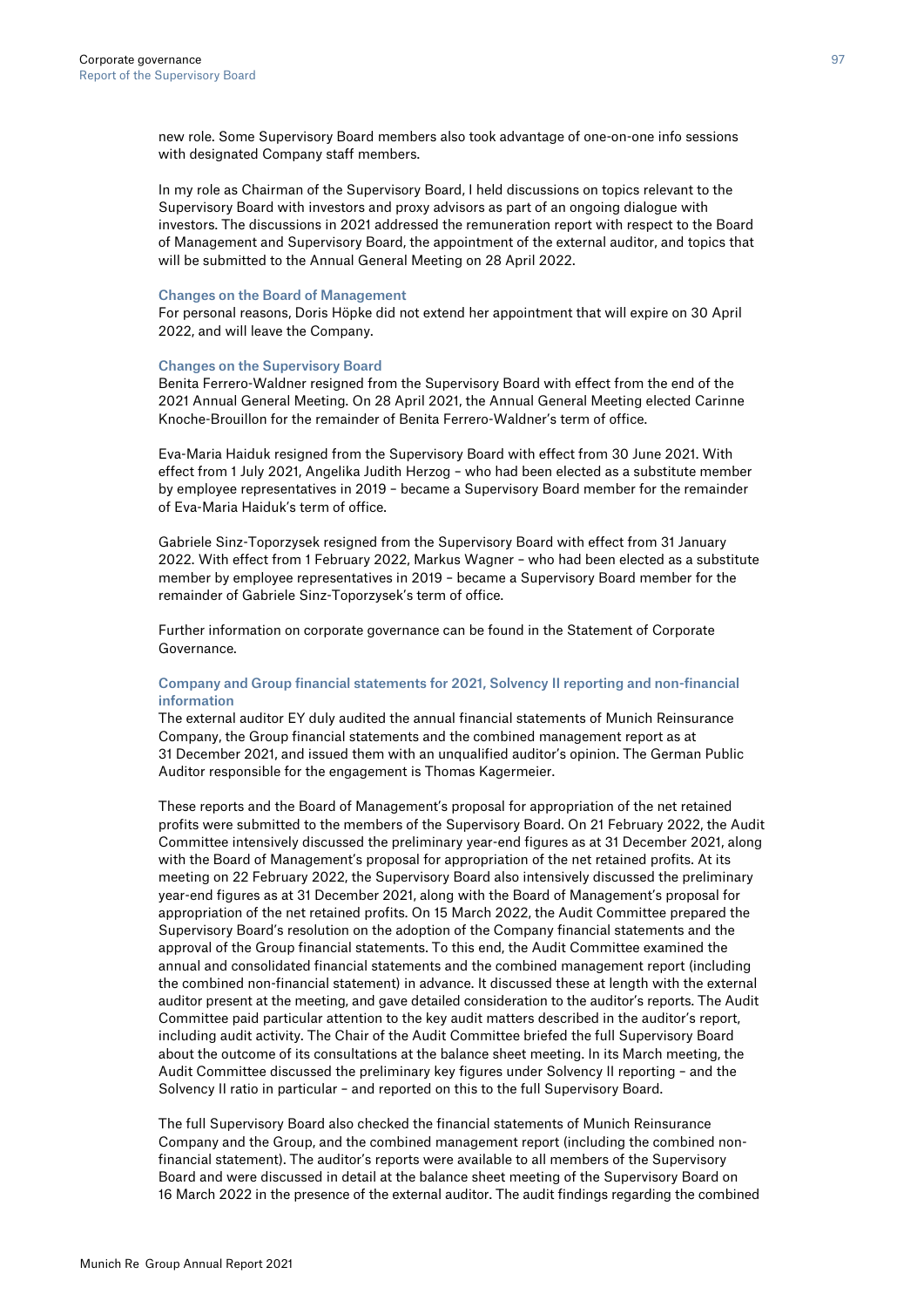new role. Some Supervisory Board members also took advantage of one-on-one info sessions with designated Company staff members.

In my role as Chairman of the Supervisory Board, I held discussions on topics relevant to the Supervisory Board with investors and proxy advisors as part of an ongoing dialogue with investors. The discussions in 2021 addressed the remuneration report with respect to the Board of Management and Supervisory Board, the appointment of the external auditor, and topics that will be submitted to the Annual General Meeting on 28 April 2022.

### Changes on the Board of Management

For personal reasons, Doris Höpke did not extend her appointment that will expire on 30 April 2022, and will leave the Company.

### Changes on the Supervisory Board

Benita Ferrero-Waldner resigned from the Supervisory Board with effect from the end of the 2021 Annual General Meeting. On 28 April 2021, the Annual General Meeting elected Carinne Knoche-Brouillon for the remainder of Benita Ferrero-Waldner's term of office.

Eva-Maria Haiduk resigned from the Supervisory Board with effect from 30 June 2021. With effect from 1 July 2021, Angelika Judith Herzog – who had been elected as a substitute member by employee representatives in 2019 – became a Supervisory Board member for the remainder of Eva-Maria Haiduk's term of office.

Gabriele Sinz-Toporzysek resigned from the Supervisory Board with effect from 31 January 2022. With effect from 1 February 2022, Markus Wagner – who had been elected as a substitute member by employee representatives in 2019 – became a Supervisory Board member for the remainder of Gabriele Sinz-Toporzysek's term of office.

Further information on corporate governance can be found in the Statement of Corporate Governance.

### Company and Group financial statements for 2021, Solvency II reporting and non-financial information

The external auditor EY duly audited the annual financial statements of Munich Reinsurance Company, the Group financial statements and the combined management report as at 31 December 2021, and issued them with an unqualified auditor's opinion. The German Public Auditor responsible for the engagement is Thomas Kagermeier.

These reports and the Board of Management's proposal for appropriation of the net retained profits were submitted to the members of the Supervisory Board. On 21 February 2022, the Audit Committee intensively discussed the preliminary year-end figures as at 31 December 2021, along with the Board of Management's proposal for appropriation of the net retained profits. At its meeting on 22 February 2022, the Supervisory Board also intensively discussed the preliminary year-end figures as at 31 December 2021, along with the Board of Management's proposal for appropriation of the net retained profits. On 15 March 2022, the Audit Committee prepared the Supervisory Board's resolution on the adoption of the Company financial statements and the approval of the Group financial statements. To this end, the Audit Committee examined the annual and consolidated financial statements and the combined management report (including the combined non-financial statement) in advance. It discussed these at length with the external auditor present at the meeting, and gave detailed consideration to the auditor's reports. The Audit Committee paid particular attention to the key audit matters described in the auditor's report, including audit activity. The Chair of the Audit Committee briefed the full Supervisory Board about the outcome of its consultations at the balance sheet meeting. In its March meeting, the Audit Committee discussed the preliminary key figures under Solvency II reporting – and the Solvency II ratio in particular – and reported on this to the full Supervisory Board.

The full Supervisory Board also checked the financial statements of Munich Reinsurance Company and the Group, and the combined management report (including the combined non-financial statement). The auditor's reports were available to all members of the Supervisory Board and were discussed in detail at the balance sheet meeting of the Supervisory Board on 16 March 2022 in the presence of the external auditor. The audit findings regarding the combined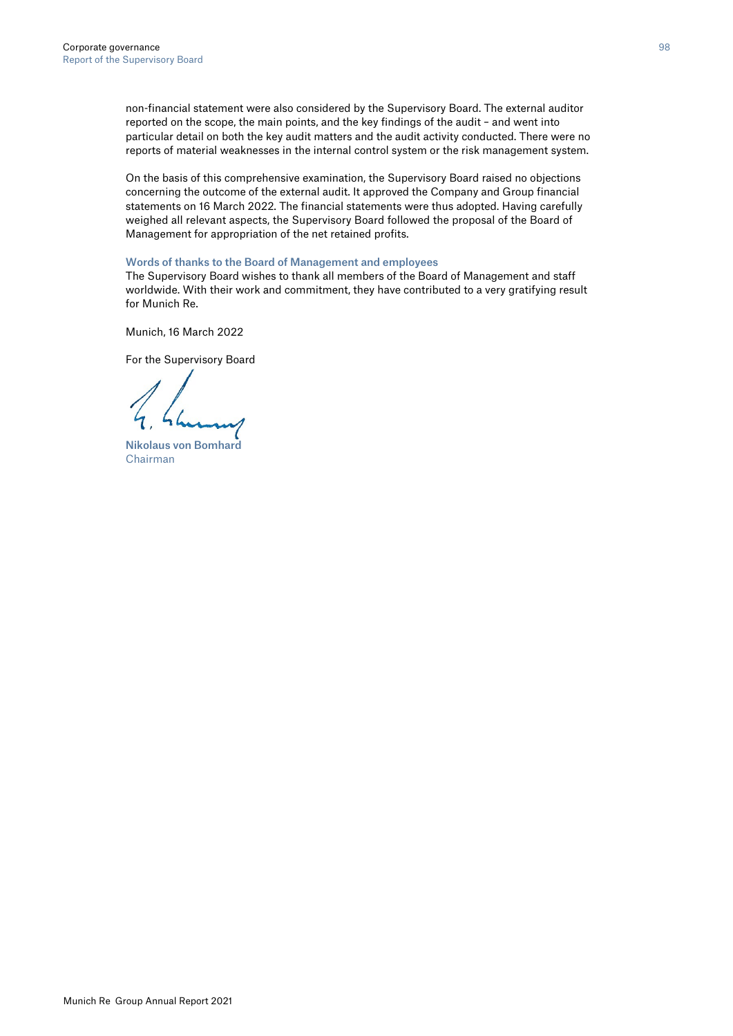non-financial statement were also considered by the Supervisory Board. The external auditor reported on the scope, the main points, and the key findings of the audit – and went into particular detail on both the key audit matters and the audit activity conducted. There were no reports of material weaknesses in the internal control system or the risk management system.

On the basis of this comprehensive examination, the Supervisory Board raised no objections concerning the outcome of the external audit. It approved the Company and Group financial statements on 16 March 2022. The financial statements were thus adopted. Having carefully weighed all relevant aspects, the Supervisory Board followed the proposal of the Board of Management for appropriation of the net retained profits.

### Words of thanks to the Board of Management and employees

The Supervisory Board wishes to thank all members of the Board of Management and staff worldwide. With their work and commitment, they have contributed to a very gratifying result for Munich Re.

Munich, 16 March 2022

For the Supervisory Board

**Nikolaus von Bomhard**
Chairman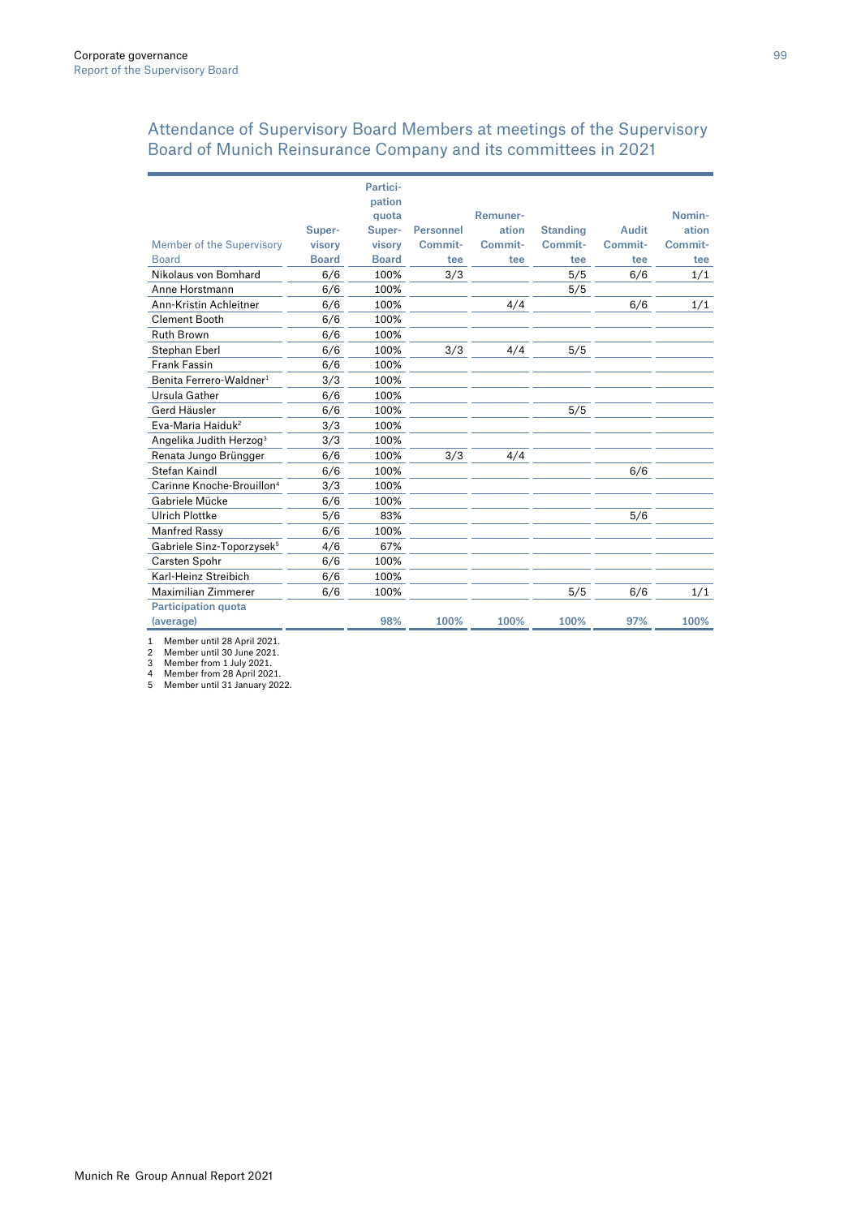## Attendance of Supervisory Board Members at meetings of the Supervisory Board of Munich Reinsurance Company and its committees in 2021

| Member of the Supervisory Board | Supervisory Board | Participation quota Supervisory Board | Personnel Committee | Remuneration Committee | Standing Committee | Audit Committee | Nomination Committee |
|---|---|---|---|---|---|---|---|
| Nikolaus von Bomhard | 6/6 | 100% | 3/3 | | 5/5 | 6/6 | 1/1 |
| Anne Horstmann | 6/6 | 100% | | | 5/5 | | |
| Ann-Kristin Achleitner | 6/6 | 100% | | 4/4 | | 6/6 | 1/1 |
| Clement Booth | 6/6 | 100% | | | | | |
| Ruth Brown | 6/6 | 100% | | | | | |
| Stephan Eberl | 6/6 | 100% | 3/3 | 4/4 | 5/5 | | |
| Frank Fassin | 6/6 | 100% | | | | | |
| Benita Ferrero-Waldner[1] | 3/3 | 100% | | | | | |
| Ursula Gather | 6/6 | 100% | | | | | |
| Gerd Häusler | 6/6 | 100% | | | 5/5 | | |
| Eva-Maria Haiduk[2] | 3/3 | 100% | | | | | |
| Angelika Judith Herzog[3] | 3/3 | 100% | | | | | |
| Renata Jungo Brüngger | 6/6 | 100% | 3/3 | 4/4 | | | |
| Stefan Kaindl | 6/6 | 100% | | | | 6/6 | |
| Carinne Knoche-Brouillon[4] | 3/3 | 100% | | | | | |
| Gabriele Mücke | 6/6 | 100% | | | | | |
| Ulrich Plottke | 5/6 | 83% | | | | 5/6 | |
| Manfred Rassy | 6/6 | 100% | | | | | |
| Gabriele Sinz-Toporzysek[5] | 4/6 | 67% | | | | | |
| Carsten Spohr | 6/6 | 100% | | | | | |
| Karl-Heinz Streibich | 6/6 | 100% | | | | | |
| Maximilian Zimmerer | 6/6 | 100% | | | 5/5 | 6/6 | 1/1 |
| **Participation quota (average)** | | **98%** | **100%** | **100%** | **100%** | **97%** | **100%** |

1 Member until 28 April 2021.
2 Member until 30 June 2021.
3 Member from 1 July 2021.
4 Member from 28 April 2021.
5 Member until 31 January 2022.